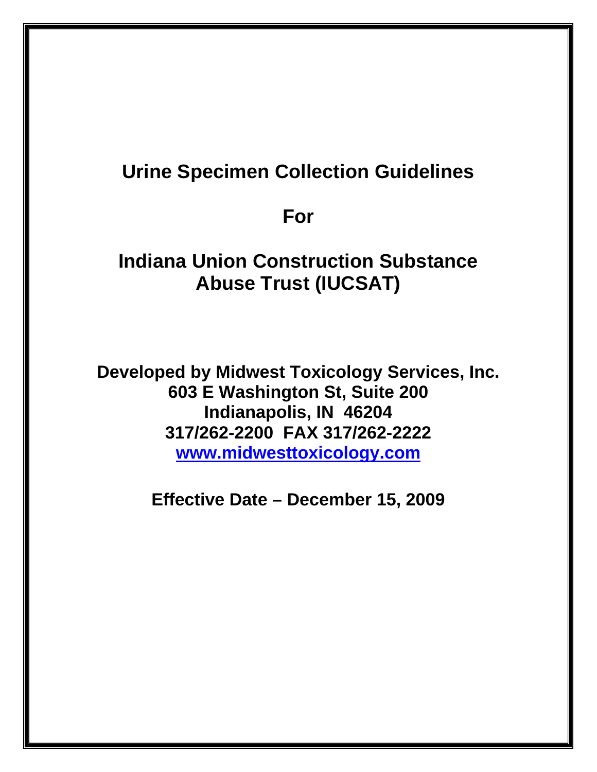# Urine Specimen Collection Guidelines

# For

# Indiana Union Construction Substance Abuse Trust (IUCSAT)

**Developed by Midwest Toxicology Services, Inc.**
**603 E Washington St, Suite 200**
**Indianapolis, IN 46204**
**317/262-2200 FAX 317/262-2222**
**[www.midwesttoxicology.com](http://www.midwesttoxicology.com)**

**Effective Date – December 15, 2009**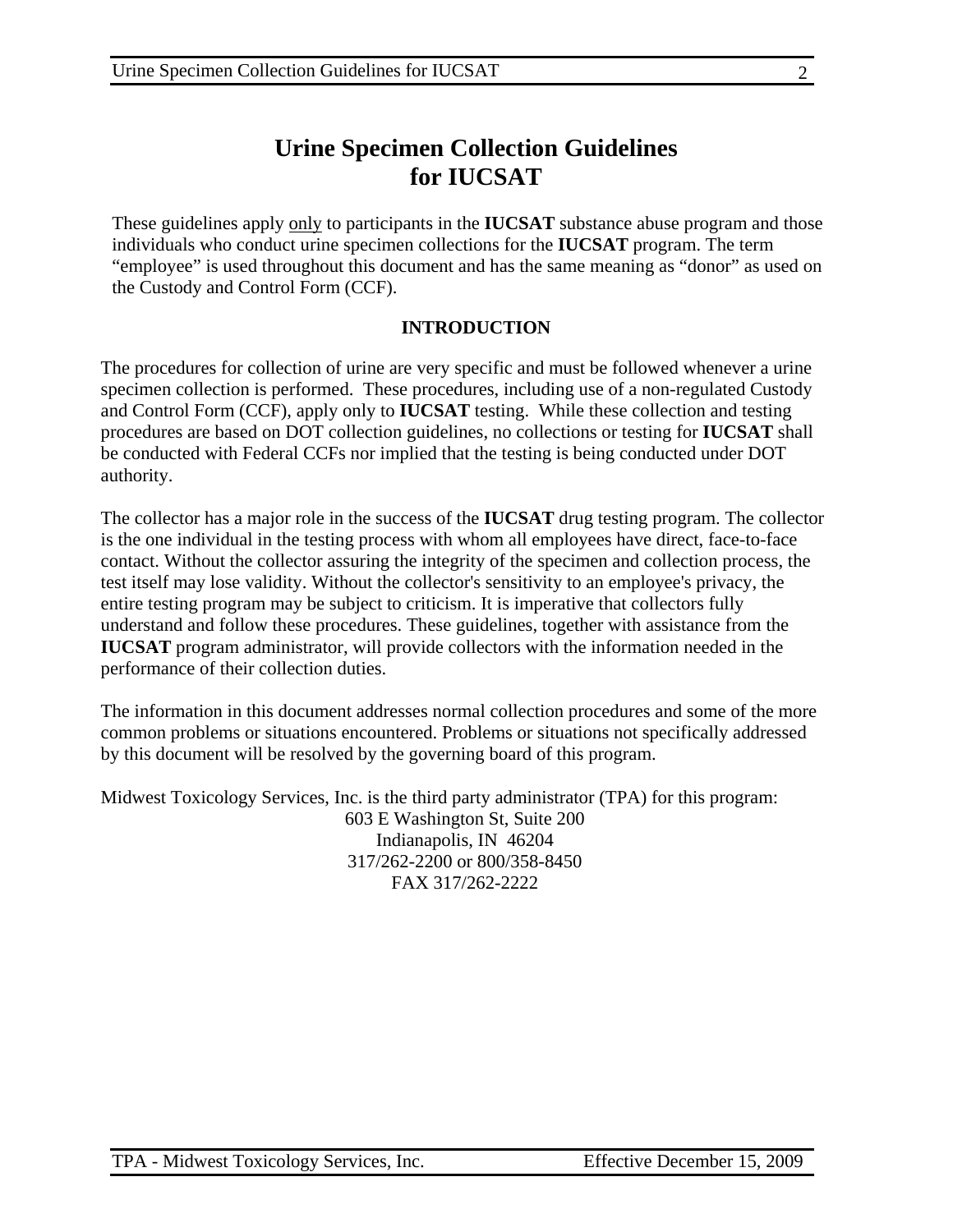# Urine Specimen Collection Guidelines for IUCSAT

These guidelines apply only to participants in the **IUCSAT** substance abuse program and those individuals who conduct urine specimen collections for the **IUCSAT** program. The term “employee” is used throughout this document and has the same meaning as “donor” as used on the Custody and Control Form (CCF).

## INTRODUCTION

The procedures for collection of urine are very specific and must be followed whenever a urine specimen collection is performed. These procedures, including use of a non-regulated Custody and Control Form (CCF), apply only to **IUCSAT** testing. While these collection and testing procedures are based on DOT collection guidelines, no collections or testing for **IUCSAT** shall be conducted with Federal CCFs nor implied that the testing is being conducted under DOT authority.

The collector has a major role in the success of the **IUCSAT** drug testing program. The collector is the one individual in the testing process with whom all employees have direct, face-to-face contact. Without the collector assuring the integrity of the specimen and collection process, the test itself may lose validity. Without the collector's sensitivity to an employee's privacy, the entire testing program may be subject to criticism. It is imperative that collectors fully understand and follow these procedures. These guidelines, together with assistance from the **IUCSAT** program administrator, will provide collectors with the information needed in the performance of their collection duties.

The information in this document addresses normal collection procedures and some of the more common problems or situations encountered. Problems or situations not specifically addressed by this document will be resolved by the governing board of this program.

Midwest Toxicology Services, Inc. is the third party administrator (TPA) for this program:

603 E Washington St, Suite 200
Indianapolis, IN 46204
317/262-2200 or 800/358-8450
FAX 317/262-2222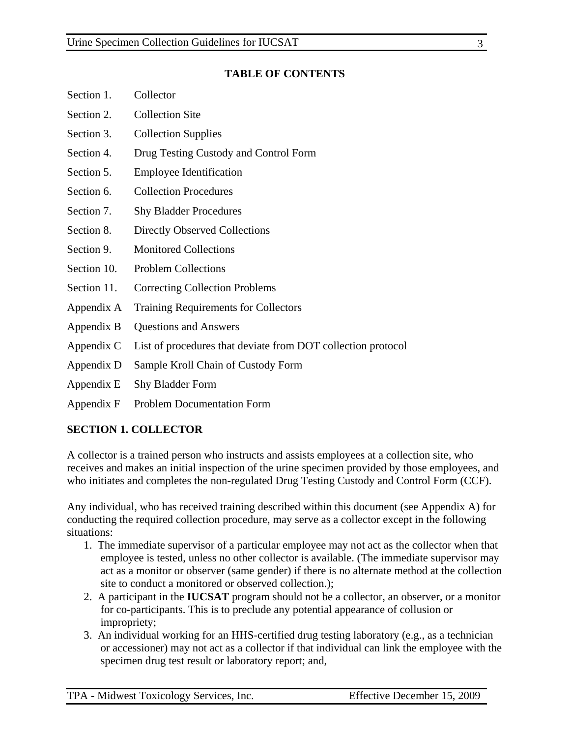**TABLE OF CONTENTS**

| | |
|---|---|
| Section 1. | Collector |
| Section 2. | Collection Site |
| Section 3. | Collection Supplies |
| Section 4. | Drug Testing Custody and Control Form |
| Section 5. | Employee Identification |
| Section 6. | Collection Procedures |
| Section 7. | Shy Bladder Procedures |
| Section 8. | Directly Observed Collections |
| Section 9. | Monitored Collections |
| Section 10. | Problem Collections |
| Section 11. | Correcting Collection Problems |
| Appendix A | Training Requirements for Collectors |
| Appendix B | Questions and Answers |
| Appendix C | List of procedures that deviate from DOT collection protocol |
| Appendix D | Sample Kroll Chain of Custody Form |
| Appendix E | Shy Bladder Form |
| Appendix F | Problem Documentation Form |

## SECTION 1. COLLECTOR

A collector is a trained person who instructs and assists employees at a collection site, who receives and makes an initial inspection of the urine specimen provided by those employees, and who initiates and completes the non-regulated Drug Testing Custody and Control Form (CCF).

Any individual, who has received training described within this document (see Appendix A) for conducting the required collection procedure, may serve as a collector except in the following situations:

1. The immediate supervisor of a particular employee may not act as the collector when that employee is tested, unless no other collector is available. (The immediate supervisor may act as a monitor or observer (same gender) if there is no alternate method at the collection site to conduct a monitored or observed collection.);
2. A participant in the **IUCSAT** program should not be a collector, an observer, or a monitor for co-participants. This is to preclude any potential appearance of collusion or impropriety;
3. An individual working for an HHS-certified drug testing laboratory (e.g., as a technician or accessioner) may not act as a collector if that individual can link the employee with the specimen drug test result or laboratory report; and,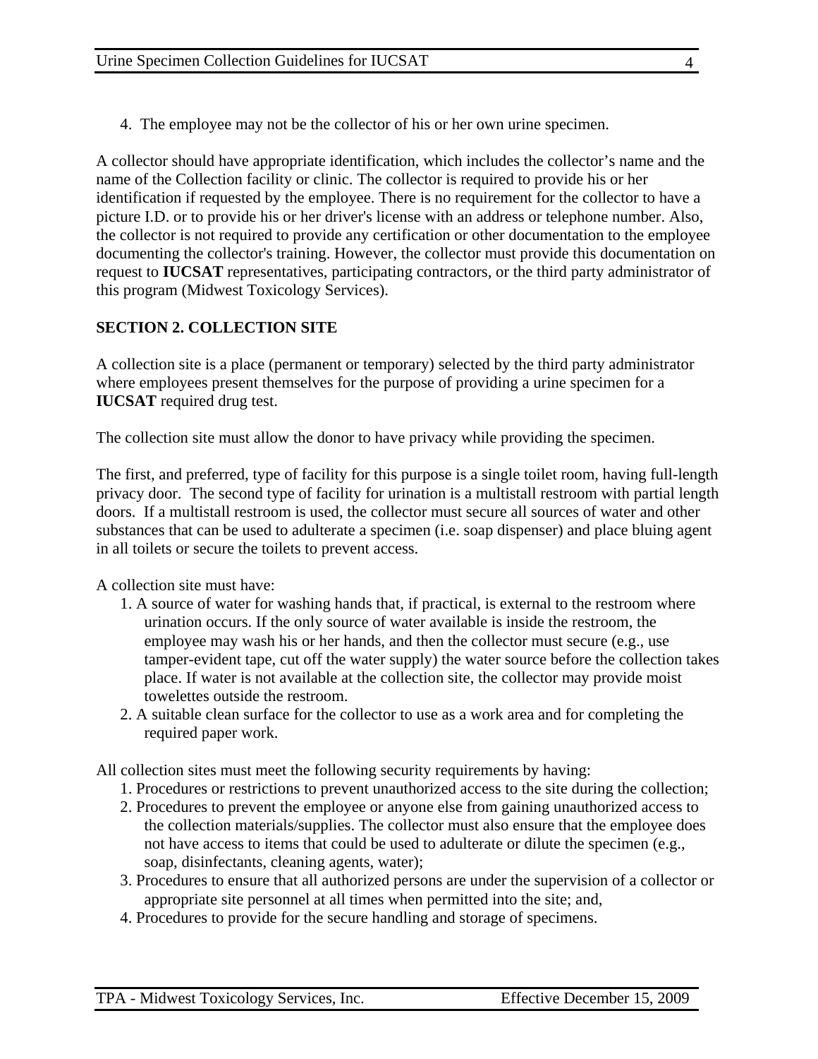4. The employee may not be the collector of his or her own urine specimen.

A collector should have appropriate identification, which includes the collector's name and the name of the Collection facility or clinic. The collector is required to provide his or her identification if requested by the employee. There is no requirement for the collector to have a picture I.D. or to provide his or her driver's license with an address or telephone number. Also, the collector is not required to provide any certification or other documentation to the employee documenting the collector's training. However, the collector must provide this documentation on request to **IUCSAT** representatives, participating contractors, or the third party administrator of this program (Midwest Toxicology Services).

## SECTION 2. COLLECTION SITE

A collection site is a place (permanent or temporary) selected by the third party administrator where employees present themselves for the purpose of providing a urine specimen for a **IUCSAT** required drug test.

The collection site must allow the donor to have privacy while providing the specimen.

The first, and preferred, type of facility for this purpose is a single toilet room, having full-length privacy door. The second type of facility for urination is a multistall restroom with partial length doors. If a multistall restroom is used, the collector must secure all sources of water and other substances that can be used to adulterate a specimen (i.e. soap dispenser) and place bluing agent in all toilets or secure the toilets to prevent access.

A collection site must have:

1. A source of water for washing hands that, if practical, is external to the restroom where urination occurs. If the only source of water available is inside the restroom, the employee may wash his or her hands, and then the collector must secure (e.g., use tamper-evident tape, cut off the water supply) the water source before the collection takes place. If water is not available at the collection site, the collector may provide moist towelettes outside the restroom.
2. A suitable clean surface for the collector to use as a work area and for completing the required paper work.

All collection sites must meet the following security requirements by having:

1. Procedures or restrictions to prevent unauthorized access to the site during the collection;
2. Procedures to prevent the employee or anyone else from gaining unauthorized access to the collection materials/supplies. The collector must also ensure that the employee does not have access to items that could be used to adulterate or dilute the specimen (e.g., soap, disinfectants, cleaning agents, water);
3. Procedures to ensure that all authorized persons are under the supervision of a collector or appropriate site personnel at all times when permitted into the site; and,
4. Procedures to provide for the secure handling and storage of specimens.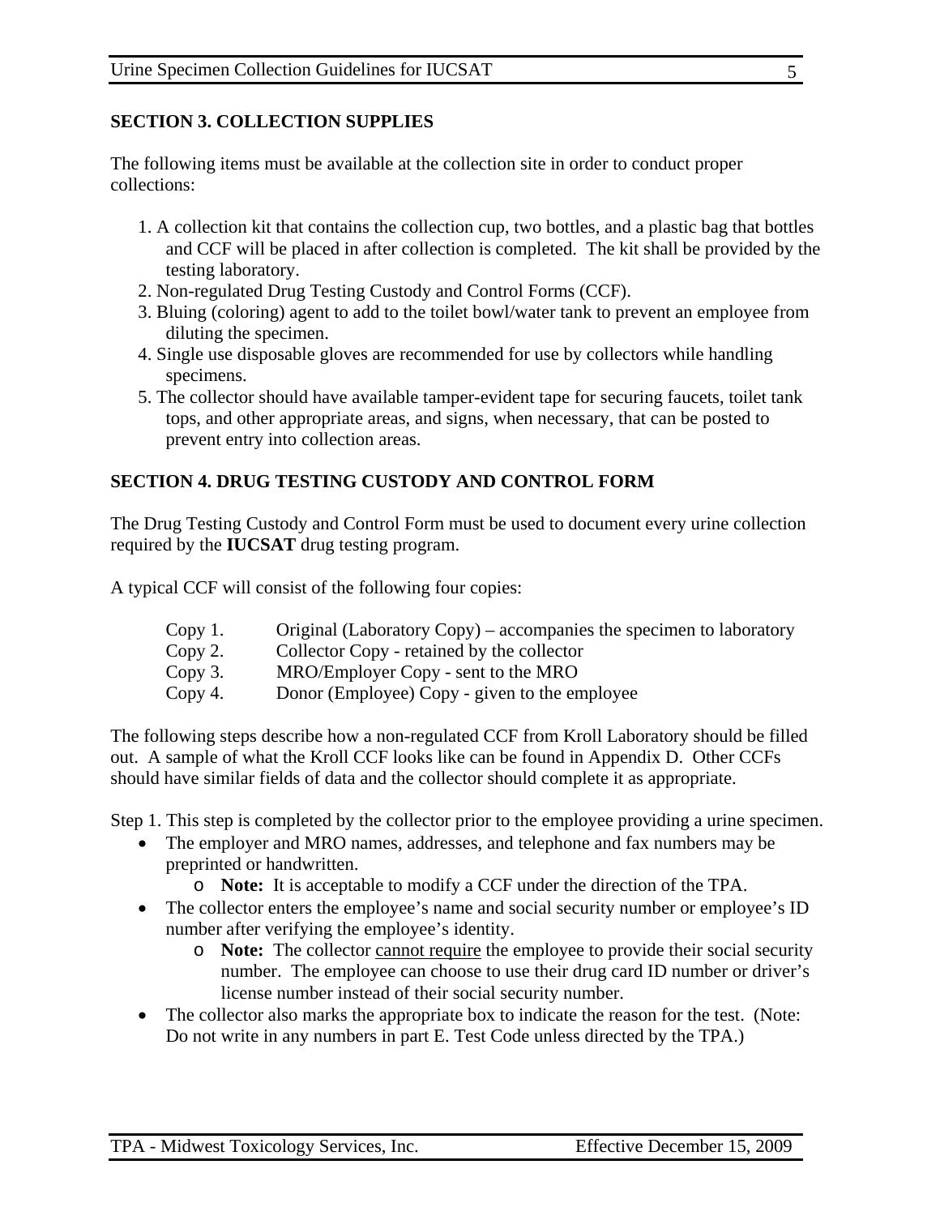## SECTION 3. COLLECTION SUPPLIES

The following items must be available at the collection site in order to conduct proper collections:

1. A collection kit that contains the collection cup, two bottles, and a plastic bag that bottles and CCF will be placed in after collection is completed. The kit shall be provided by the testing laboratory.
2. Non-regulated Drug Testing Custody and Control Forms (CCF).
3. Bluing (coloring) agent to add to the toilet bowl/water tank to prevent an employee from diluting the specimen.
4. Single use disposable gloves are recommended for use by collectors while handling specimens.
5. The collector should have available tamper-evident tape for securing faucets, toilet tank tops, and other appropriate areas, and signs, when necessary, that can be posted to prevent entry into collection areas.

## SECTION 4. DRUG TESTING CUSTODY AND CONTROL FORM

The Drug Testing Custody and Control Form must be used to document every urine collection required by the **IUCSAT** drug testing program.

A typical CCF will consist of the following four copies:

| | |
|---|---|
| Copy 1. | Original (Laboratory Copy) – accompanies the specimen to laboratory |
| Copy 2. | Collector Copy - retained by the collector |
| Copy 3. | MRO/Employer Copy - sent to the MRO |
| Copy 4. | Donor (Employee) Copy - given to the employee |

The following steps describe how a non-regulated CCF from Kroll Laboratory should be filled out. A sample of what the Kroll CCF looks like can be found in Appendix D. Other CCFs should have similar fields of data and the collector should complete it as appropriate.

Step 1. This step is completed by the collector prior to the employee providing a urine specimen.

- The employer and MRO names, addresses, and telephone and fax numbers may be preprinted or handwritten.
  - **Note:** It is acceptable to modify a CCF under the direction of the TPA.
- The collector enters the employee's name and social security number or employee's ID number after verifying the employee's identity.
  - **Note:** The collector <u>cannot require</u> the employee to provide their social security number. The employee can choose to use their drug card ID number or driver's license number instead of their social security number.
- The collector also marks the appropriate box to indicate the reason for the test. (Note: Do not write in any numbers in part E. Test Code unless directed by the TPA.)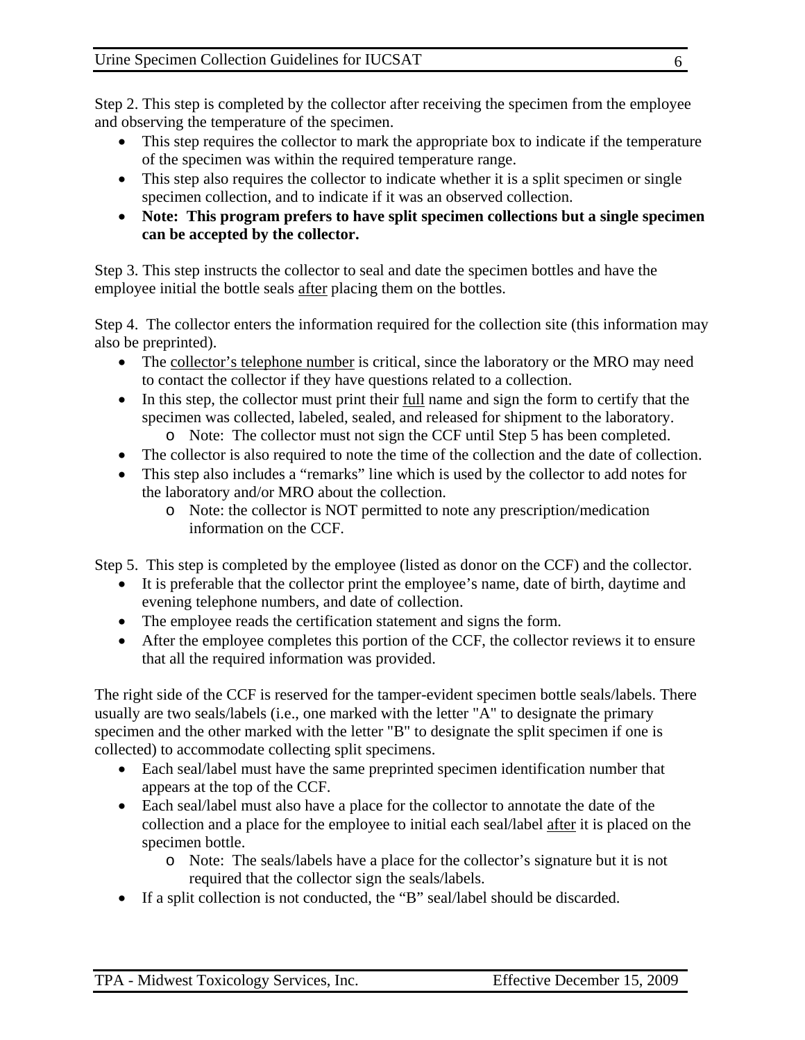Step 2. This step is completed by the collector after receiving the specimen from the employee and observing the temperature of the specimen.

- This step requires the collector to mark the appropriate box to indicate if the temperature of the specimen was within the required temperature range.
- This step also requires the collector to indicate whether it is a split specimen or single specimen collection, and to indicate if it was an observed collection.
- **Note: This program prefers to have split specimen collections but a single specimen can be accepted by the collector.**

Step 3. This step instructs the collector to seal and date the specimen bottles and have the employee initial the bottle seals <u>after</u> placing them on the bottles.

Step 4. The collector enters the information required for the collection site (this information may also be preprinted).

- The <u>collector's telephone number</u> is critical, since the laboratory or the MRO may need to contact the collector if they have questions related to a collection.
- In this step, the collector must print their <u>full</u> name and sign the form to certify that the specimen was collected, labeled, sealed, and released for shipment to the laboratory.
  - Note: The collector must not sign the CCF until Step 5 has been completed.
- The collector is also required to note the time of the collection and the date of collection.
- This step also includes a "remarks" line which is used by the collector to add notes for the laboratory and/or MRO about the collection.
  - Note: the collector is NOT permitted to note any prescription/medication information on the CCF.

Step 5. This step is completed by the employee (listed as donor on the CCF) and the collector.

- It is preferable that the collector print the employee's name, date of birth, daytime and evening telephone numbers, and date of collection.
- The employee reads the certification statement and signs the form.
- After the employee completes this portion of the CCF, the collector reviews it to ensure that all the required information was provided.

The right side of the CCF is reserved for the tamper-evident specimen bottle seals/labels. There usually are two seals/labels (i.e., one marked with the letter "A" to designate the primary specimen and the other marked with the letter "B" to designate the split specimen if one is collected) to accommodate collecting split specimens.

- Each seal/label must have the same preprinted specimen identification number that appears at the top of the CCF.
- Each seal/label must also have a place for the collector to annotate the date of the collection and a place for the employee to initial each seal/label <u>after</u> it is placed on the specimen bottle.
  - Note: The seals/labels have a place for the collector's signature but it is not required that the collector sign the seals/labels.
- If a split collection is not conducted, the "B" seal/label should be discarded.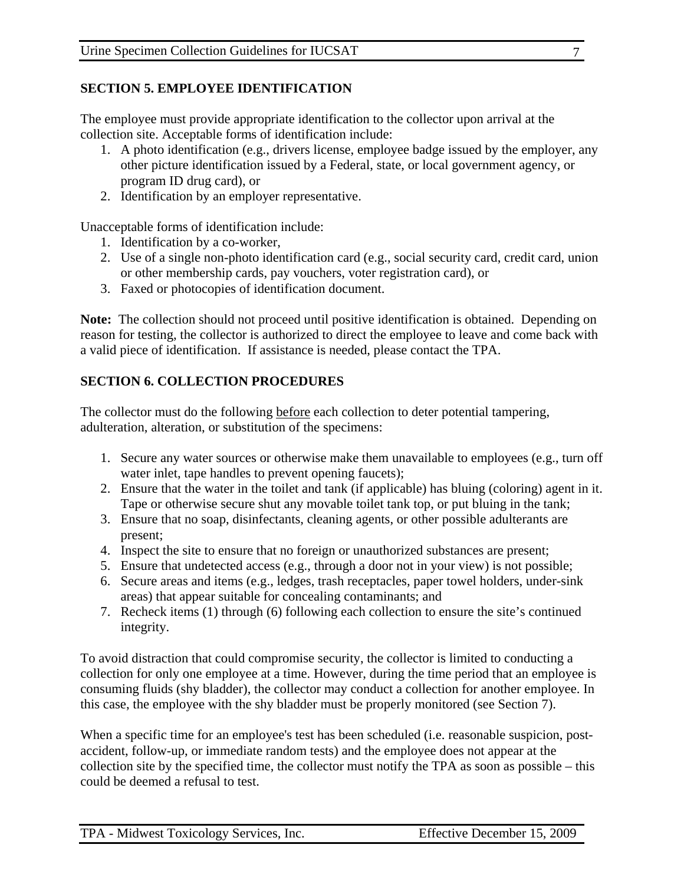## SECTION 5. EMPLOYEE IDENTIFICATION

The employee must provide appropriate identification to the collector upon arrival at the collection site. Acceptable forms of identification include:

1. A photo identification (e.g., drivers license, employee badge issued by the employer, any other picture identification issued by a Federal, state, or local government agency, or program ID drug card), or
2. Identification by an employer representative.

Unacceptable forms of identification include:

1. Identification by a co-worker,
2. Use of a single non-photo identification card (e.g., social security card, credit card, union or other membership cards, pay vouchers, voter registration card), or
3. Faxed or photocopies of identification document.

**Note:** The collection should not proceed until positive identification is obtained. Depending on reason for testing, the collector is authorized to direct the employee to leave and come back with a valid piece of identification. If assistance is needed, please contact the TPA.

## SECTION 6. COLLECTION PROCEDURES

The collector must do the following before each collection to deter potential tampering, adulteration, alteration, or substitution of the specimens:

1. Secure any water sources or otherwise make them unavailable to employees (e.g., turn off water inlet, tape handles to prevent opening faucets);
2. Ensure that the water in the toilet and tank (if applicable) has bluing (coloring) agent in it. Tape or otherwise secure shut any movable toilet tank top, or put bluing in the tank;
3. Ensure that no soap, disinfectants, cleaning agents, or other possible adulterants are present;
4. Inspect the site to ensure that no foreign or unauthorized substances are present;
5. Ensure that undetected access (e.g., through a door not in your view) is not possible;
6. Secure areas and items (e.g., ledges, trash receptacles, paper towel holders, under-sink areas) that appear suitable for concealing contaminants; and
7. Recheck items (1) through (6) following each collection to ensure the site's continued integrity.

To avoid distraction that could compromise security, the collector is limited to conducting a collection for only one employee at a time. However, during the time period that an employee is consuming fluids (shy bladder), the collector may conduct a collection for another employee. In this case, the employee with the shy bladder must be properly monitored (see Section 7).

When a specific time for an employee's test has been scheduled (i.e. reasonable suspicion, post-accident, follow-up, or immediate random tests) and the employee does not appear at the collection site by the specified time, the collector must notify the TPA as soon as possible – this could be deemed a refusal to test.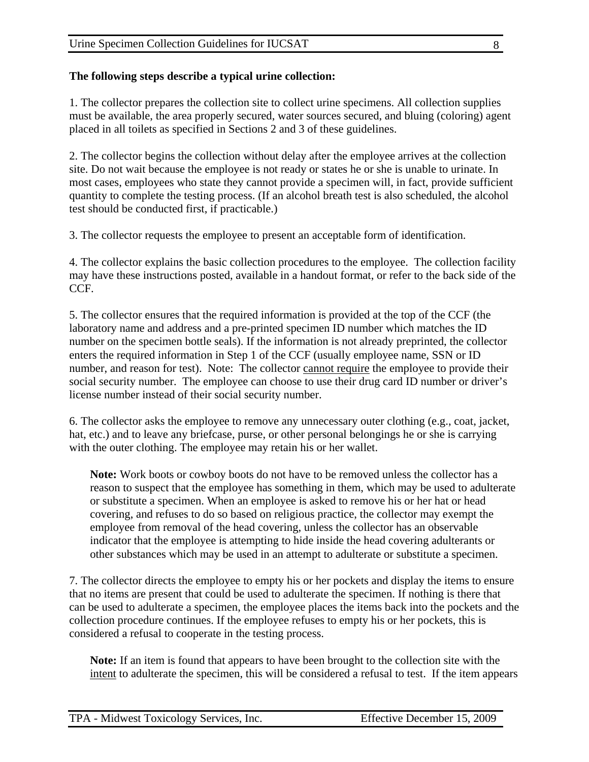**The following steps describe a typical urine collection:**

1. The collector prepares the collection site to collect urine specimens. All collection supplies must be available, the area properly secured, water sources secured, and bluing (coloring) agent placed in all toilets as specified in Sections 2 and 3 of these guidelines.

2. The collector begins the collection without delay after the employee arrives at the collection site. Do not wait because the employee is not ready or states he or she is unable to urinate. In most cases, employees who state they cannot provide a specimen will, in fact, provide sufficient quantity to complete the testing process. (If an alcohol breath test is also scheduled, the alcohol test should be conducted first, if practicable.)

3. The collector requests the employee to present an acceptable form of identification.

4. The collector explains the basic collection procedures to the employee. The collection facility may have these instructions posted, available in a handout format, or refer to the back side of the CCF.

5. The collector ensures that the required information is provided at the top of the CCF (the laboratory name and address and a pre-printed specimen ID number which matches the ID number on the specimen bottle seals). If the information is not already preprinted, the collector enters the required information in Step 1 of the CCF (usually employee name, SSN or ID number, and reason for test). Note: The collector <u>cannot require</u> the employee to provide their social security number. The employee can choose to use their drug card ID number or driver's license number instead of their social security number.

6. The collector asks the employee to remove any unnecessary outer clothing (e.g., coat, jacket, hat, etc.) and to leave any briefcase, purse, or other personal belongings he or she is carrying with the outer clothing. The employee may retain his or her wallet.

> **Note:** Work boots or cowboy boots do not have to be removed unless the collector has a reason to suspect that the employee has something in them, which may be used to adulterate or substitute a specimen. When an employee is asked to remove his or her hat or head covering, and refuses to do so based on religious practice, the collector may exempt the employee from removal of the head covering, unless the collector has an observable indicator that the employee is attempting to hide inside the head covering adulterants or other substances which may be used in an attempt to adulterate or substitute a specimen.

7. The collector directs the employee to empty his or her pockets and display the items to ensure that no items are present that could be used to adulterate the specimen. If nothing is there that can be used to adulterate a specimen, the employee places the items back into the pockets and the collection procedure continues. If the employee refuses to empty his or her pockets, this is considered a refusal to cooperate in the testing process.

> **Note:** If an item is found that appears to have been brought to the collection site with the <u>intent</u> to adulterate the specimen, this will be considered a refusal to test. If the item appears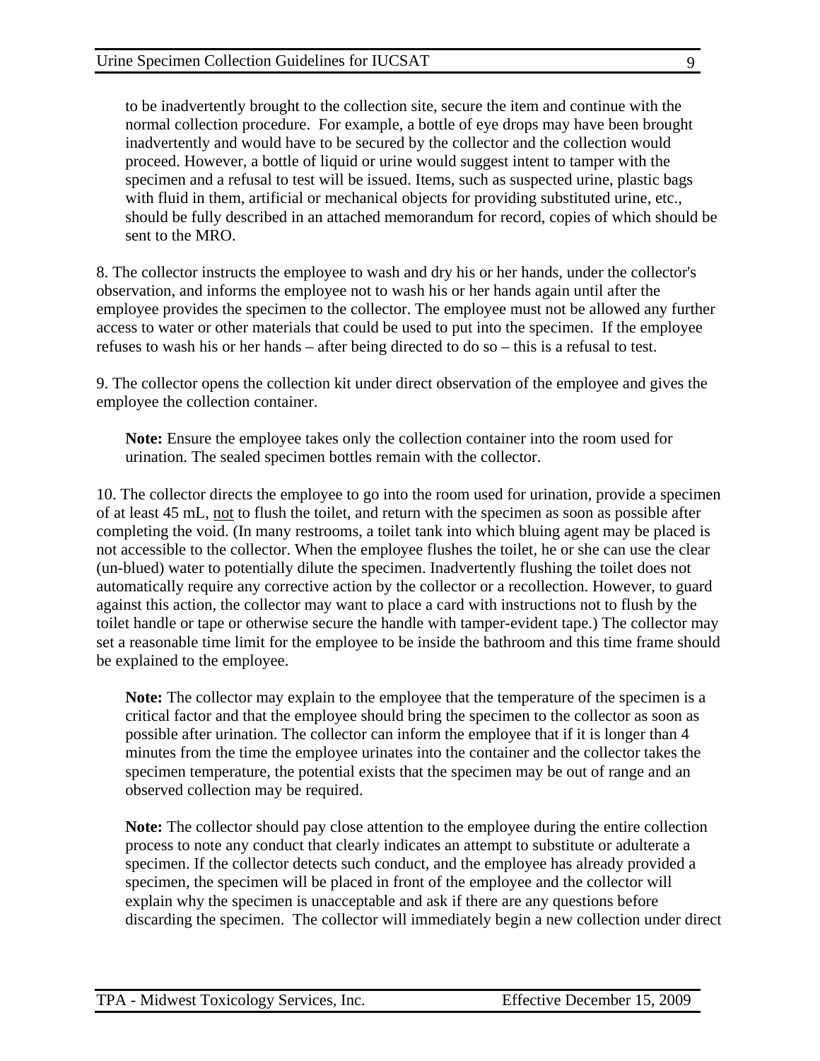to be inadvertently brought to the collection site, secure the item and continue with the normal collection procedure. For example, a bottle of eye drops may have been brought inadvertently and would have to be secured by the collector and the collection would proceed. However, a bottle of liquid or urine would suggest intent to tamper with the specimen and a refusal to test will be issued. Items, such as suspected urine, plastic bags with fluid in them, artificial or mechanical objects for providing substituted urine, etc., should be fully described in an attached memorandum for record, copies of which should be sent to the MRO.

8. The collector instructs the employee to wash and dry his or her hands, under the collector's observation, and informs the employee not to wash his or her hands again until after the employee provides the specimen to the collector. The employee must not be allowed any further access to water or other materials that could be used to put into the specimen. If the employee refuses to wash his or her hands – after being directed to do so – this is a refusal to test.

9. The collector opens the collection kit under direct observation of the employee and gives the employee the collection container.

> **Note:** Ensure the employee takes only the collection container into the room used for urination. The sealed specimen bottles remain with the collector.

10. The collector directs the employee to go into the room used for urination, provide a specimen of at least 45 mL, <u>not</u> to flush the toilet, and return with the specimen as soon as possible after completing the void. (In many restrooms, a toilet tank into which bluing agent may be placed is not accessible to the collector. When the employee flushes the toilet, he or she can use the clear (un-blued) water to potentially dilute the specimen. Inadvertently flushing the toilet does not automatically require any corrective action by the collector or a recollection. However, to guard against this action, the collector may want to place a card with instructions not to flush by the toilet handle or tape or otherwise secure the handle with tamper-evident tape.) The collector may set a reasonable time limit for the employee to be inside the bathroom and this time frame should be explained to the employee.

> **Note:** The collector may explain to the employee that the temperature of the specimen is a critical factor and that the employee should bring the specimen to the collector as soon as possible after urination. The collector can inform the employee that if it is longer than 4 minutes from the time the employee urinates into the container and the collector takes the specimen temperature, the potential exists that the specimen may be out of range and an observed collection may be required.

> **Note:** The collector should pay close attention to the employee during the entire collection process to note any conduct that clearly indicates an attempt to substitute or adulterate a specimen. If the collector detects such conduct, and the employee has already provided a specimen, the specimen will be placed in front of the employee and the collector will explain why the specimen is unacceptable and ask if there are any questions before discarding the specimen. The collector will immediately begin a new collection under direct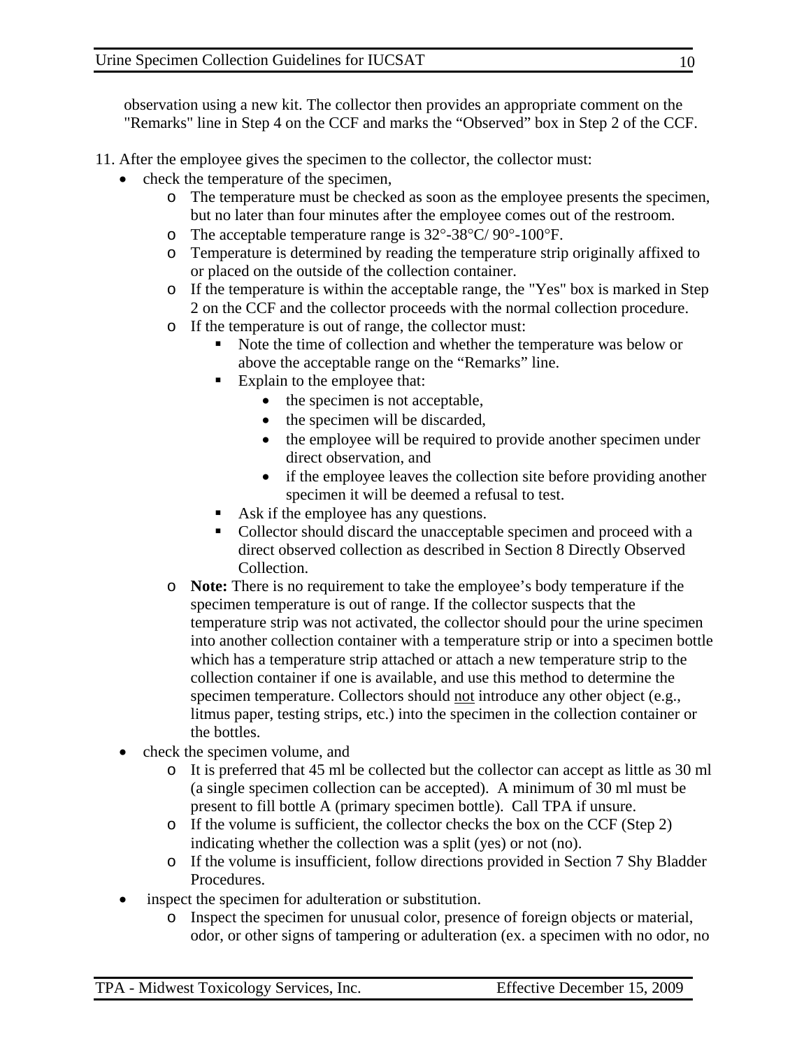observation using a new kit. The collector then provides an appropriate comment on the "Remarks" line in Step 4 on the CCF and marks the "Observed" box in Step 2 of the CCF.

11. After the employee gives the specimen to the collector, the collector must:
    - check the temperature of the specimen,
        - The temperature must be checked as soon as the employee presents the specimen, but no later than four minutes after the employee comes out of the restroom.
        - The acceptable temperature range is 32°-38°C/ 90°-100°F.
        - Temperature is determined by reading the temperature strip originally affixed to or placed on the outside of the collection container.
        - If the temperature is within the acceptable range, the "Yes" box is marked in Step 2 on the CCF and the collector proceeds with the normal collection procedure.
        - If the temperature is out of range, the collector must:
            - Note the time of collection and whether the temperature was below or above the acceptable range on the "Remarks" line.
            - Explain to the employee that:
                - the specimen is not acceptable,
                - the specimen will be discarded,
                - the employee will be required to provide another specimen under direct observation, and
                - if the employee leaves the collection site before providing another specimen it will be deemed a refusal to test.
            - Ask if the employee has any questions.
            - Collector should discard the unacceptable specimen and proceed with a direct observed collection as described in Section 8 Directly Observed Collection.
        - **Note:** There is no requirement to take the employee's body temperature if the specimen temperature is out of range. If the collector suspects that the temperature strip was not activated, the collector should pour the urine specimen into another collection container with a temperature strip or into a specimen bottle which has a temperature strip attached or attach a new temperature strip to the collection container if one is available, and use this method to determine the specimen temperature. Collectors should <u>not</u> introduce any other object (e.g., litmus paper, testing strips, etc.) into the specimen in the collection container or the bottles.
    - check the specimen volume, and
        - It is preferred that 45 ml be collected but the collector can accept as little as 30 ml (a single specimen collection can be accepted). A minimum of 30 ml must be present to fill bottle A (primary specimen bottle). Call TPA if unsure.
        - If the volume is sufficient, the collector checks the box on the CCF (Step 2) indicating whether the collection was a split (yes) or not (no).
        - If the volume is insufficient, follow directions provided in Section 7 Shy Bladder Procedures.
    - inspect the specimen for adulteration or substitution.
        - Inspect the specimen for unusual color, presence of foreign objects or material, odor, or other signs of tampering or adulteration (ex. a specimen with no odor, no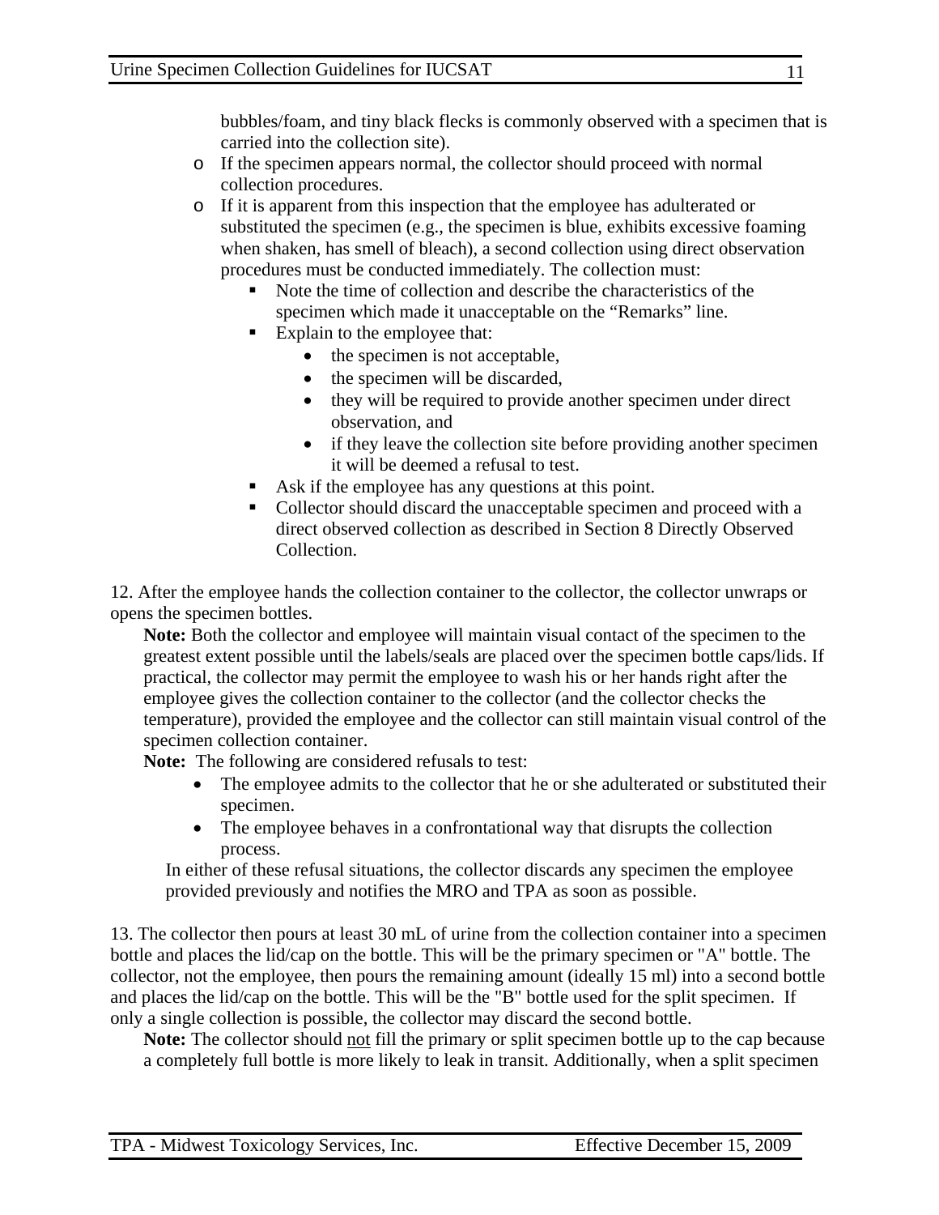bubbles/foam, and tiny black flecks is commonly observed with a specimen that is carried into the collection site).

- If the specimen appears normal, the collector should proceed with normal collection procedures.
- If it is apparent from this inspection that the employee has adulterated or substituted the specimen (e.g., the specimen is blue, exhibits excessive foaming when shaken, has smell of bleach), a second collection using direct observation procedures must be conducted immediately. The collection must:
  - Note the time of collection and describe the characteristics of the specimen which made it unacceptable on the "Remarks" line.
  - Explain to the employee that:
    - the specimen is not acceptable,
    - the specimen will be discarded,
    - they will be required to provide another specimen under direct observation, and
    - if they leave the collection site before providing another specimen it will be deemed a refusal to test.
  - Ask if the employee has any questions at this point.
  - Collector should discard the unacceptable specimen and proceed with a direct observed collection as described in Section 8 Directly Observed Collection.

12. After the employee hands the collection container to the collector, the collector unwraps or opens the specimen bottles.

**Note:** Both the collector and employee will maintain visual contact of the specimen to the greatest extent possible until the labels/seals are placed over the specimen bottle caps/lids. If practical, the collector may permit the employee to wash his or her hands right after the employee gives the collection container to the collector (and the collector checks the temperature), provided the employee and the collector can still maintain visual control of the specimen collection container.

**Note:** The following are considered refusals to test:

- The employee admits to the collector that he or she adulterated or substituted their specimen.
- The employee behaves in a confrontational way that disrupts the collection process.

In either of these refusal situations, the collector discards any specimen the employee provided previously and notifies the MRO and TPA as soon as possible.

13. The collector then pours at least 30 mL of urine from the collection container into a specimen bottle and places the lid/cap on the bottle. This will be the primary specimen or "A" bottle. The collector, not the employee, then pours the remaining amount (ideally 15 ml) into a second bottle and places the lid/cap on the bottle. This will be the "B" bottle used for the split specimen. If only a single collection is possible, the collector may discard the second bottle.

**Note:** The collector should <u>not</u> fill the primary or split specimen bottle up to the cap because a completely full bottle is more likely to leak in transit. Additionally, when a split specimen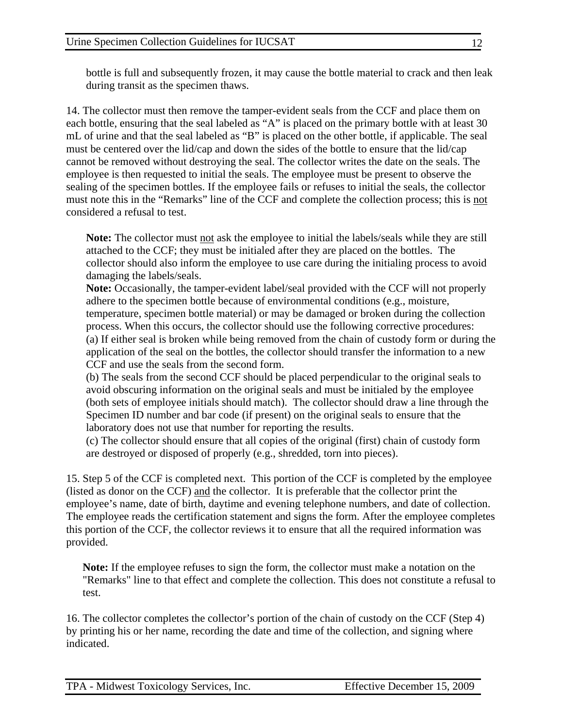bottle is full and subsequently frozen, it may cause the bottle material to crack and then leak during transit as the specimen thaws.

14. The collector must then remove the tamper-evident seals from the CCF and place them on each bottle, ensuring that the seal labeled as "A" is placed on the primary bottle with at least 30 mL of urine and that the seal labeled as "B" is placed on the other bottle, if applicable. The seal must be centered over the lid/cap and down the sides of the bottle to ensure that the lid/cap cannot be removed without destroying the seal. The collector writes the date on the seals. The employee is then requested to initial the seals. The employee must be present to observe the sealing of the specimen bottles. If the employee fails or refuses to initial the seals, the collector must note this in the "Remarks" line of the CCF and complete the collection process; this is <u>not</u> considered a refusal to test.

> **Note:** The collector must <u>not</u> ask the employee to initial the labels/seals while they are still attached to the CCF; they must be initialed after they are placed on the bottles. The collector should also inform the employee to use care during the initialing process to avoid damaging the labels/seals.
>
> **Note:** Occasionally, the tamper-evident label/seal provided with the CCF will not properly adhere to the specimen bottle because of environmental conditions (e.g., moisture, temperature, specimen bottle material) or may be damaged or broken during the collection process. When this occurs, the collector should use the following corrective procedures:
> (a) If either seal is broken while being removed from the chain of custody form or during the application of the seal on the bottles, the collector should transfer the information to a new CCF and use the seals from the second form.
> (b) The seals from the second CCF should be placed perpendicular to the original seals to avoid obscuring information on the original seals and must be initialed by the employee (both sets of employee initials should match). The collector should draw a line through the Specimen ID number and bar code (if present) on the original seals to ensure that the laboratory does not use that number for reporting the results.
> (c) The collector should ensure that all copies of the original (first) chain of custody form are destroyed or disposed of properly (e.g., shredded, torn into pieces).

15. Step 5 of the CCF is completed next. This portion of the CCF is completed by the employee (listed as donor on the CCF) <u>and</u> the collector. It is preferable that the collector print the employee's name, date of birth, daytime and evening telephone numbers, and date of collection. The employee reads the certification statement and signs the form. After the employee completes this portion of the CCF, the collector reviews it to ensure that all the required information was provided.

> **Note:** If the employee refuses to sign the form, the collector must make a notation on the "Remarks" line to that effect and complete the collection. This does not constitute a refusal to test.

16. The collector completes the collector's portion of the chain of custody on the CCF (Step 4) by printing his or her name, recording the date and time of the collection, and signing where indicated.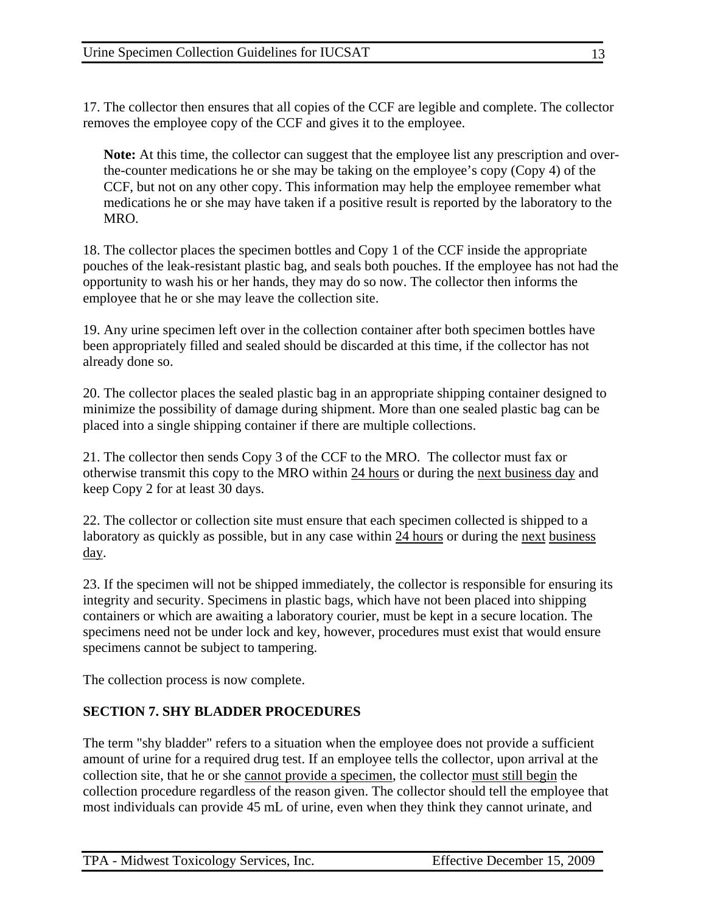17. The collector then ensures that all copies of the CCF are legible and complete. The collector removes the employee copy of the CCF and gives it to the employee.

> **Note:** At this time, the collector can suggest that the employee list any prescription and over-the-counter medications he or she may be taking on the employee's copy (Copy 4) of the CCF, but not on any other copy. This information may help the employee remember what medications he or she may have taken if a positive result is reported by the laboratory to the MRO.

18. The collector places the specimen bottles and Copy 1 of the CCF inside the appropriate pouches of the leak-resistant plastic bag, and seals both pouches. If the employee has not had the opportunity to wash his or her hands, they may do so now. The collector then informs the employee that he or she may leave the collection site.

19. Any urine specimen left over in the collection container after both specimen bottles have been appropriately filled and sealed should be discarded at this time, if the collector has not already done so.

20. The collector places the sealed plastic bag in an appropriate shipping container designed to minimize the possibility of damage during shipment. More than one sealed plastic bag can be placed into a single shipping container if there are multiple collections.

21. The collector then sends Copy 3 of the CCF to the MRO. The collector must fax or otherwise transmit this copy to the MRO within <u>24 hours</u> or during the <u>next business day</u> and keep Copy 2 for at least 30 days.

22. The collector or collection site must ensure that each specimen collected is shipped to a laboratory as quickly as possible, but in any case within <u>24 hours</u> or during the <u>next business day</u>.

23. If the specimen will not be shipped immediately, the collector is responsible for ensuring its integrity and security. Specimens in plastic bags, which have not been placed into shipping containers or which are awaiting a laboratory courier, must be kept in a secure location. The specimens need not be under lock and key, however, procedures must exist that would ensure specimens cannot be subject to tampering.

The collection process is now complete.

## SECTION 7. SHY BLADDER PROCEDURES

The term "shy bladder" refers to a situation when the employee does not provide a sufficient amount of urine for a required drug test. If an employee tells the collector, upon arrival at the collection site, that he or she <u>cannot provide a specimen</u>, the collector <u>must still begin</u> the collection procedure regardless of the reason given. The collector should tell the employee that most individuals can provide 45 mL of urine, even when they think they cannot urinate, and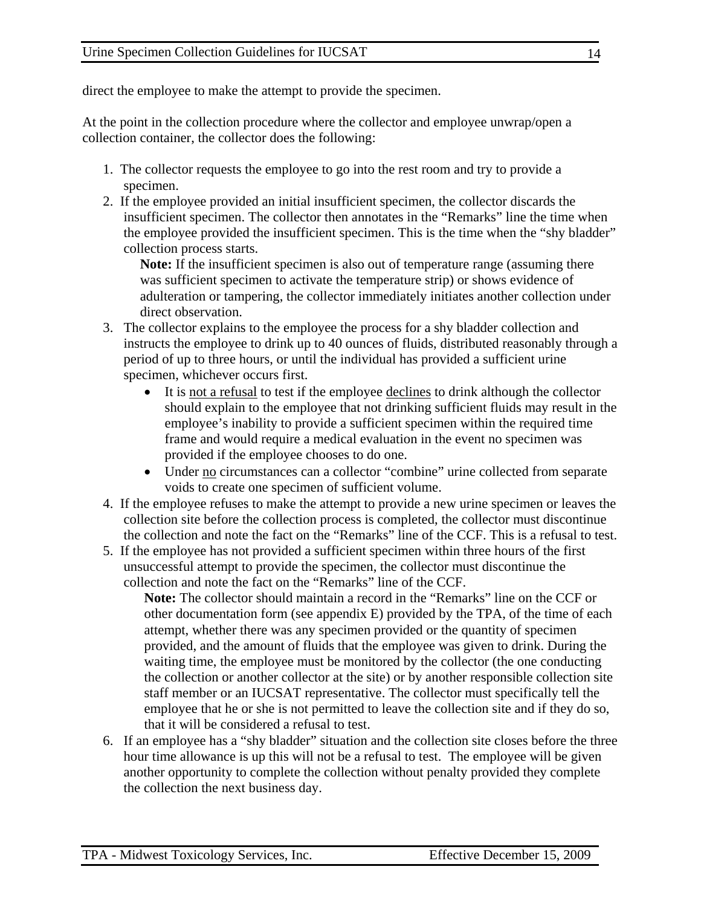direct the employee to make the attempt to provide the specimen.

At the point in the collection procedure where the collector and employee unwrap/open a collection container, the collector does the following:

1. The collector requests the employee to go into the rest room and try to provide a specimen.
2. If the employee provided an initial insufficient specimen, the collector discards the insufficient specimen. The collector then annotates in the "Remarks" line the time when the employee provided the insufficient specimen. This is the time when the "shy bladder" collection process starts.

   **Note:** If the insufficient specimen is also out of temperature range (assuming there was sufficient specimen to activate the temperature strip) or shows evidence of adulteration or tampering, the collector immediately initiates another collection under direct observation.
3. The collector explains to the employee the process for a shy bladder collection and instructs the employee to drink up to 40 ounces of fluids, distributed reasonably through a period of up to three hours, or until the individual has provided a sufficient urine specimen, whichever occurs first.
   - It is <u>not a refusal</u> to test if the employee <u>declines</u> to drink although the collector should explain to the employee that not drinking sufficient fluids may result in the employee's inability to provide a sufficient specimen within the required time frame and would require a medical evaluation in the event no specimen was provided if the employee chooses to do one.
   - Under <u>no</u> circumstances can a collector "combine" urine collected from separate voids to create one specimen of sufficient volume.
4. If the employee refuses to make the attempt to provide a new urine specimen or leaves the collection site before the collection process is completed, the collector must discontinue the collection and note the fact on the "Remarks" line of the CCF. This is a refusal to test.
5. If the employee has not provided a sufficient specimen within three hours of the first unsuccessful attempt to provide the specimen, the collector must discontinue the collection and note the fact on the "Remarks" line of the CCF.

   **Note:** The collector should maintain a record in the "Remarks" line on the CCF or other documentation form (see appendix E) provided by the TPA, of the time of each attempt, whether there was any specimen provided or the quantity of specimen provided, and the amount of fluids that the employee was given to drink. During the waiting time, the employee must be monitored by the collector (the one conducting the collection or another collector at the site) or by another responsible collection site staff member or an IUCSAT representative. The collector must specifically tell the employee that he or she is not permitted to leave the collection site and if they do so, that it will be considered a refusal to test.
6. If an employee has a "shy bladder" situation and the collection site closes before the three hour time allowance is up this will not be a refusal to test. The employee will be given another opportunity to complete the collection without penalty provided they complete the collection the next business day.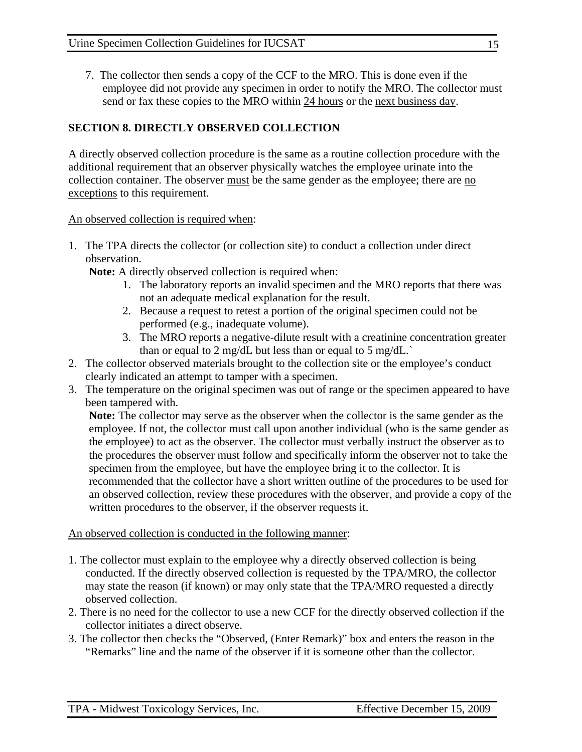7. The collector then sends a copy of the CCF to the MRO. This is done even if the employee did not provide any specimen in order to notify the MRO. The collector must send or fax these copies to the MRO within <u>24 hours</u> or the <u>next business day</u>.

## SECTION 8. DIRECTLY OBSERVED COLLECTION

A directly observed collection procedure is the same as a routine collection procedure with the additional requirement that an observer physically watches the employee urinate into the collection container. The observer <u>must</u> be the same gender as the employee; there are <u>no exceptions</u> to this requirement.

<u>An observed collection is required when</u>:

1. The TPA directs the collector (or collection site) to conduct a collection under direct observation.

   **Note:** A directly observed collection is required when:

    1. The laboratory reports an invalid specimen and the MRO reports that there was not an adequate medical explanation for the result.
    2. Because a request to retest a portion of the original specimen could not be performed (e.g., inadequate volume).
    3. The MRO reports a negative-dilute result with a creatinine concentration greater than or equal to 2 mg/dL but less than or equal to 5 mg/dL.`

2. The collector observed materials brought to the collection site or the employee's conduct clearly indicated an attempt to tamper with a specimen.
3. The temperature on the original specimen was out of range or the specimen appeared to have been tampered with.

   **Note:** The collector may serve as the observer when the collector is the same gender as the employee. If not, the collector must call upon another individual (who is the same gender as the employee) to act as the observer. The collector must verbally instruct the observer as to the procedures the observer must follow and specifically inform the observer not to take the specimen from the employee, but have the employee bring it to the collector. It is recommended that the collector have a short written outline of the procedures to be used for an observed collection, review these procedures with the observer, and provide a copy of the written procedures to the observer, if the observer requests it.

<u>An observed collection is conducted in the following manner</u>:

1. The collector must explain to the employee why a directly observed collection is being conducted. If the directly observed collection is requested by the TPA/MRO, the collector may state the reason (if known) or may only state that the TPA/MRO requested a directly observed collection.
2. There is no need for the collector to use a new CCF for the directly observed collection if the collector initiates a direct observe.
3. The collector then checks the "Observed, (Enter Remark)" box and enters the reason in the "Remarks" line and the name of the observer if it is someone other than the collector.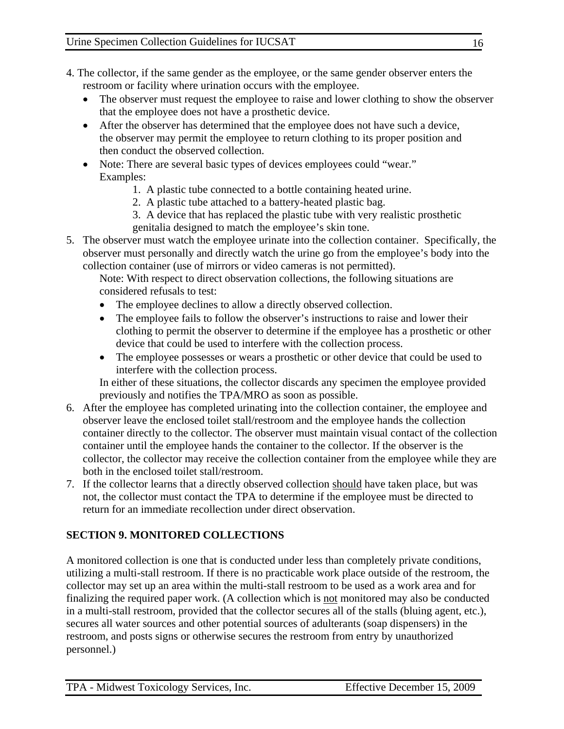4. The collector, if the same gender as the employee, or the same gender observer enters the restroom or facility where urination occurs with the employee.
   - The observer must request the employee to raise and lower clothing to show the observer that the employee does not have a prosthetic device.
   - After the observer has determined that the employee does not have such a device, the observer may permit the employee to return clothing to its proper position and then conduct the observed collection.
   - Note: There are several basic types of devices employees could "wear." Examples:
     1. A plastic tube connected to a bottle containing heated urine.
     2. A plastic tube attached to a battery-heated plastic bag.
     3. A device that has replaced the plastic tube with very realistic prosthetic genitalia designed to match the employee's skin tone.
5. The observer must watch the employee urinate into the collection container. Specifically, the observer must personally and directly watch the urine go from the employee's body into the collection container (use of mirrors or video cameras is not permitted).

   Note: With respect to direct observation collections, the following situations are considered refusals to test:
   - The employee declines to allow a directly observed collection.
   - The employee fails to follow the observer's instructions to raise and lower their clothing to permit the observer to determine if the employee has a prosthetic or other device that could be used to interfere with the collection process.
   - The employee possesses or wears a prosthetic or other device that could be used to interfere with the collection process.

   In either of these situations, the collector discards any specimen the employee provided previously and notifies the TPA/MRO as soon as possible.
6. After the employee has completed urinating into the collection container, the employee and observer leave the enclosed toilet stall/restroom and the employee hands the collection container directly to the collector. The observer must maintain visual contact of the collection container until the employee hands the container to the collector. If the observer is the collector, the collector may receive the collection container from the employee while they are both in the enclosed toilet stall/restroom.
7. If the collector learns that a directly observed collection <u>should</u> have taken place, but was not, the collector must contact the TPA to determine if the employee must be directed to return for an immediate recollection under direct observation.

## SECTION 9. MONITORED COLLECTIONS

A monitored collection is one that is conducted under less than completely private conditions, utilizing a multi-stall restroom. If there is no practicable work place outside of the restroom, the collector may set up an area within the multi-stall restroom to be used as a work area and for finalizing the required paper work. (A collection which is <u>not</u> monitored may also be conducted in a multi-stall restroom, provided that the collector secures all of the stalls (bluing agent, etc.), secures all water sources and other potential sources of adulterants (soap dispensers) in the restroom, and posts signs or otherwise secures the restroom from entry by unauthorized personnel.)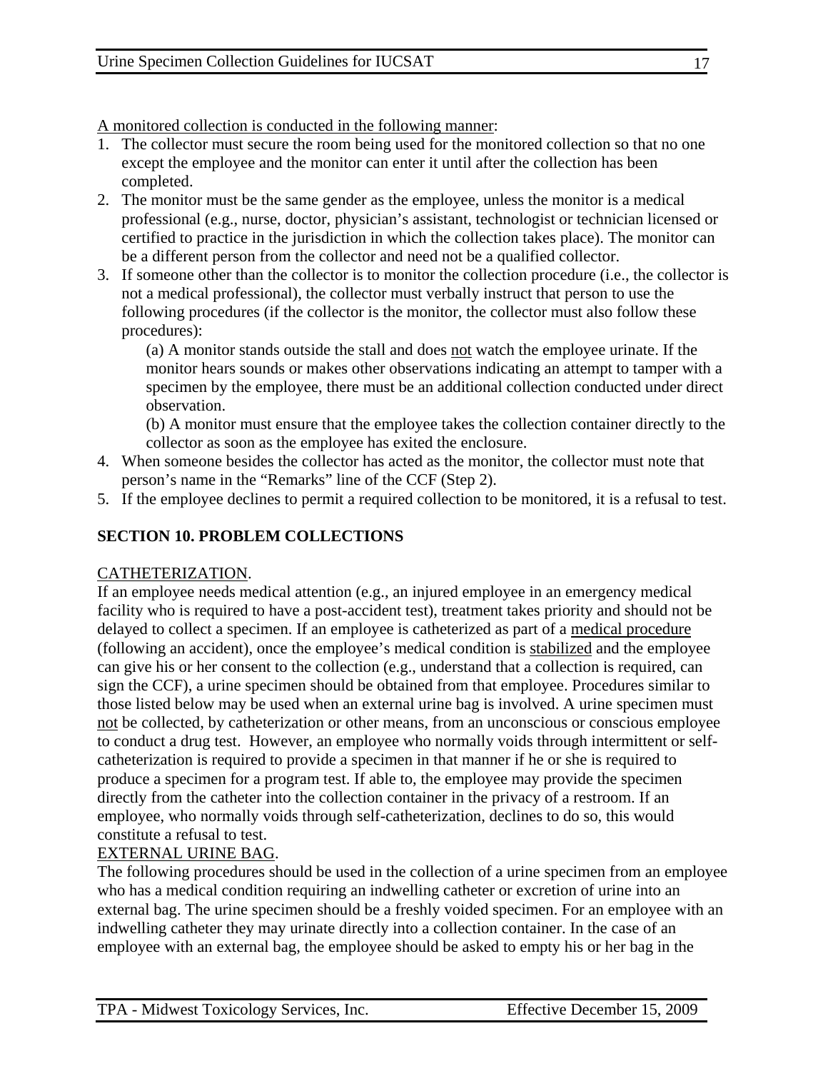A monitored collection is conducted in the following manner:

1. The collector must secure the room being used for the monitored collection so that no one except the employee and the monitor can enter it until after the collection has been completed.
2. The monitor must be the same gender as the employee, unless the monitor is a medical professional (e.g., nurse, doctor, physician's assistant, technologist or technician licensed or certified to practice in the jurisdiction in which the collection takes place). The monitor can be a different person from the collector and need not be a qualified collector.
3. If someone other than the collector is to monitor the collection procedure (i.e., the collector is not a medical professional), the collector must verbally instruct that person to use the following procedures (if the collector is the monitor, the collector must also follow these procedures):

   (a) A monitor stands outside the stall and does not watch the employee urinate. If the monitor hears sounds or makes other observations indicating an attempt to tamper with a specimen by the employee, there must be an additional collection conducted under direct observation.

   (b) A monitor must ensure that the employee takes the collection container directly to the collector as soon as the employee has exited the enclosure.
4. When someone besides the collector has acted as the monitor, the collector must note that person's name in the "Remarks" line of the CCF (Step 2).
5. If the employee declines to permit a required collection to be monitored, it is a refusal to test.

## SECTION 10. PROBLEM COLLECTIONS

CATHETERIZATION.

If an employee needs medical attention (e.g., an injured employee in an emergency medical facility who is required to have a post-accident test), treatment takes priority and should not be delayed to collect a specimen. If an employee is catheterized as part of a medical procedure (following an accident), once the employee's medical condition is stabilized and the employee can give his or her consent to the collection (e.g., understand that a collection is required, can sign the CCF), a urine specimen should be obtained from that employee. Procedures similar to those listed below may be used when an external urine bag is involved. A urine specimen must not be collected, by catheterization or other means, from an unconscious or conscious employee to conduct a drug test. However, an employee who normally voids through intermittent or self-catheterization is required to provide a specimen in that manner if he or she is required to produce a specimen for a program test. If able to, the employee may provide the specimen directly from the catheter into the collection container in the privacy of a restroom. If an employee, who normally voids through self-catheterization, declines to do so, this would constitute a refusal to test.

EXTERNAL URINE BAG.

The following procedures should be used in the collection of a urine specimen from an employee who has a medical condition requiring an indwelling catheter or excretion of urine into an external bag. The urine specimen should be a freshly voided specimen. For an employee with an indwelling catheter they may urinate directly into a collection container. In the case of an employee with an external bag, the employee should be asked to empty his or her bag in the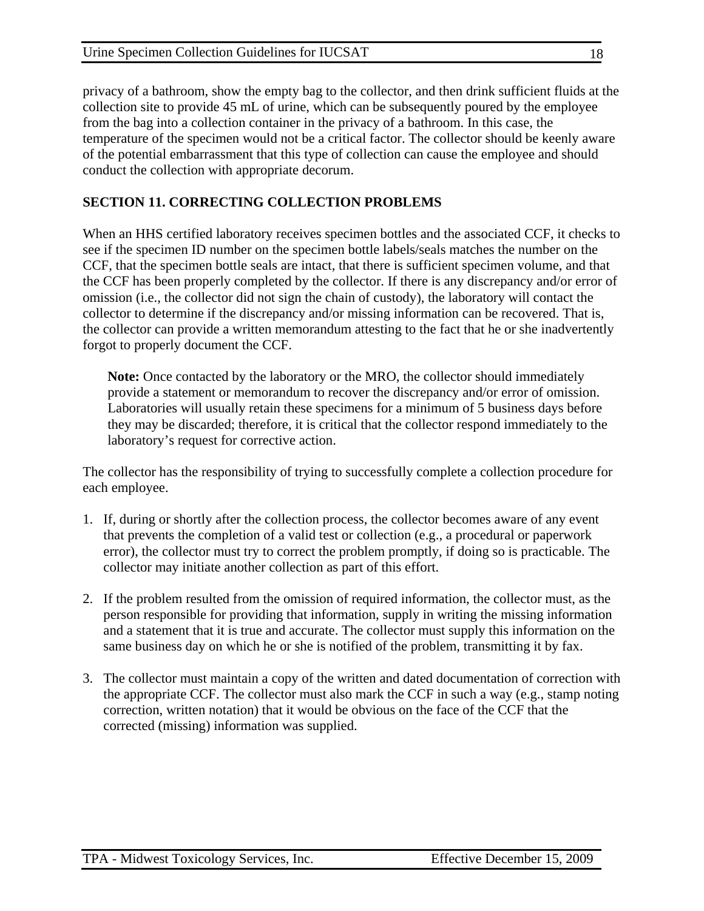privacy of a bathroom, show the empty bag to the collector, and then drink sufficient fluids at the collection site to provide 45 mL of urine, which can be subsequently poured by the employee from the bag into a collection container in the privacy of a bathroom. In this case, the temperature of the specimen would not be a critical factor. The collector should be keenly aware of the potential embarrassment that this type of collection can cause the employee and should conduct the collection with appropriate decorum.

## SECTION 11. CORRECTING COLLECTION PROBLEMS

When an HHS certified laboratory receives specimen bottles and the associated CCF, it checks to see if the specimen ID number on the specimen bottle labels/seals matches the number on the CCF, that the specimen bottle seals are intact, that there is sufficient specimen volume, and that the CCF has been properly completed by the collector. If there is any discrepancy and/or error of omission (i.e., the collector did not sign the chain of custody), the laboratory will contact the collector to determine if the discrepancy and/or missing information can be recovered. That is, the collector can provide a written memorandum attesting to the fact that he or she inadvertently forgot to properly document the CCF.

> **Note:** Once contacted by the laboratory or the MRO, the collector should immediately provide a statement or memorandum to recover the discrepancy and/or error of omission. Laboratories will usually retain these specimens for a minimum of 5 business days before they may be discarded; therefore, it is critical that the collector respond immediately to the laboratory's request for corrective action.

The collector has the responsibility of trying to successfully complete a collection procedure for each employee.

1. If, during or shortly after the collection process, the collector becomes aware of any event that prevents the completion of a valid test or collection (e.g., a procedural or paperwork error), the collector must try to correct the problem promptly, if doing so is practicable. The collector may initiate another collection as part of this effort.

2. If the problem resulted from the omission of required information, the collector must, as the person responsible for providing that information, supply in writing the missing information and a statement that it is true and accurate. The collector must supply this information on the same business day on which he or she is notified of the problem, transmitting it by fax.

3. The collector must maintain a copy of the written and dated documentation of correction with the appropriate CCF. The collector must also mark the CCF in such a way (e.g., stamp noting correction, written notation) that it would be obvious on the face of the CCF that the corrected (missing) information was supplied.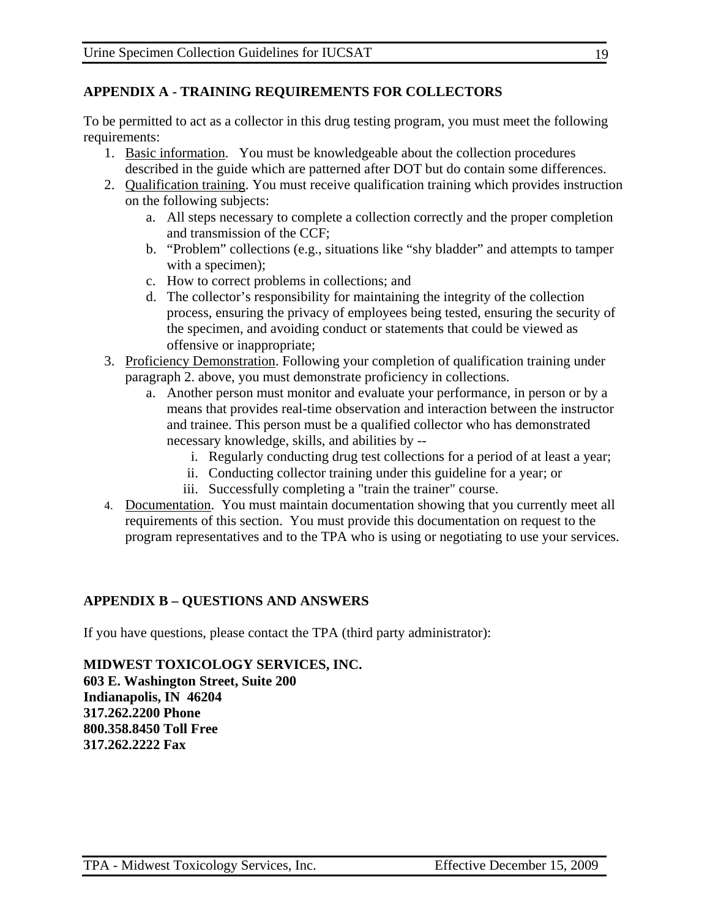## APPENDIX A - TRAINING REQUIREMENTS FOR COLLECTORS

To be permitted to act as a collector in this drug testing program, you must meet the following requirements:

1. Basic information. You must be knowledgeable about the collection procedures described in the guide which are patterned after DOT but do contain some differences.
2. Qualification training. You must receive qualification training which provides instruction on the following subjects:
    a. All steps necessary to complete a collection correctly and the proper completion and transmission of the CCF;
    b. "Problem" collections (e.g., situations like "shy bladder" and attempts to tamper with a specimen);
    c. How to correct problems in collections; and
    d. The collector's responsibility for maintaining the integrity of the collection process, ensuring the privacy of employees being tested, ensuring the security of the specimen, and avoiding conduct or statements that could be viewed as offensive or inappropriate;
3. Proficiency Demonstration. Following your completion of qualification training under paragraph 2. above, you must demonstrate proficiency in collections.
    a. Another person must monitor and evaluate your performance, in person or by a means that provides real-time observation and interaction between the instructor and trainee. This person must be a qualified collector who has demonstrated necessary knowledge, skills, and abilities by --
        i. Regularly conducting drug test collections for a period of at least a year;
        ii. Conducting collector training under this guideline for a year; or
        iii. Successfully completing a "train the trainer" course.
4. Documentation. You must maintain documentation showing that you currently meet all requirements of this section. You must provide this documentation on request to the program representatives and to the TPA who is using or negotiating to use your services.

## APPENDIX B – QUESTIONS AND ANSWERS

If you have questions, please contact the TPA (third party administrator):

**MIDWEST TOXICOLOGY SERVICES, INC.**
**603 E. Washington Street, Suite 200**
**Indianapolis, IN 46204**
**317.262.2200 Phone**
**800.358.8450 Toll Free**
**317.262.2222 Fax**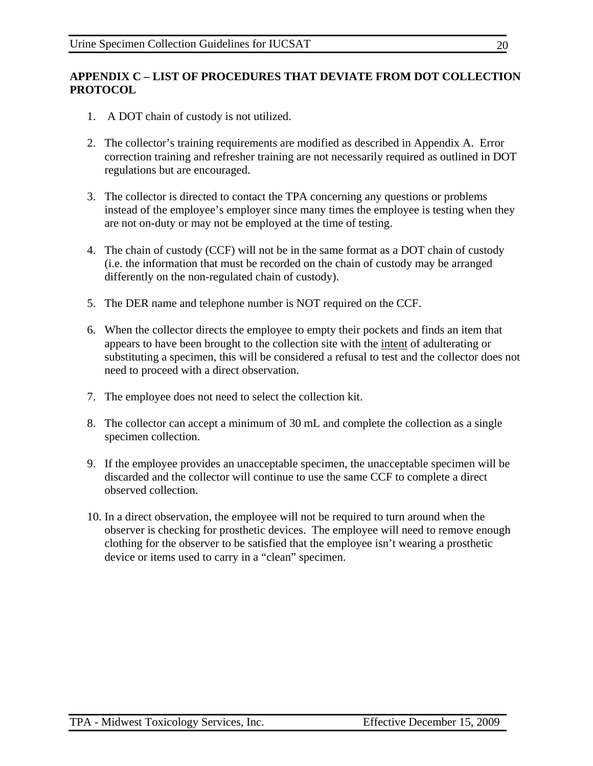## APPENDIX C – LIST OF PROCEDURES THAT DEVIATE FROM DOT COLLECTION PROTOCOL

1. A DOT chain of custody is not utilized.
2. The collector's training requirements are modified as described in Appendix A. Error correction training and refresher training are not necessarily required as outlined in DOT regulations but are encouraged.
3. The collector is directed to contact the TPA concerning any questions or problems instead of the employee's employer since many times the employee is testing when they are not on-duty or may not be employed at the time of testing.
4. The chain of custody (CCF) will not be in the same format as a DOT chain of custody (i.e. the information that must be recorded on the chain of custody may be arranged differently on the non-regulated chain of custody).
5. The DER name and telephone number is NOT required on the CCF.
6. When the collector directs the employee to empty their pockets and finds an item that appears to have been brought to the collection site with the <u>intent</u> of adulterating or substituting a specimen, this will be considered a refusal to test and the collector does not need to proceed with a direct observation.
7. The employee does not need to select the collection kit.
8. The collector can accept a minimum of 30 mL and complete the collection as a single specimen collection.
9. If the employee provides an unacceptable specimen, the unacceptable specimen will be discarded and the collector will continue to use the same CCF to complete a direct observed collection.
10. In a direct observation, the employee will not be required to turn around when the observer is checking for prosthetic devices. The employee will need to remove enough clothing for the observer to be satisfied that the employee isn't wearing a prosthetic device or items used to carry in a "clean" specimen.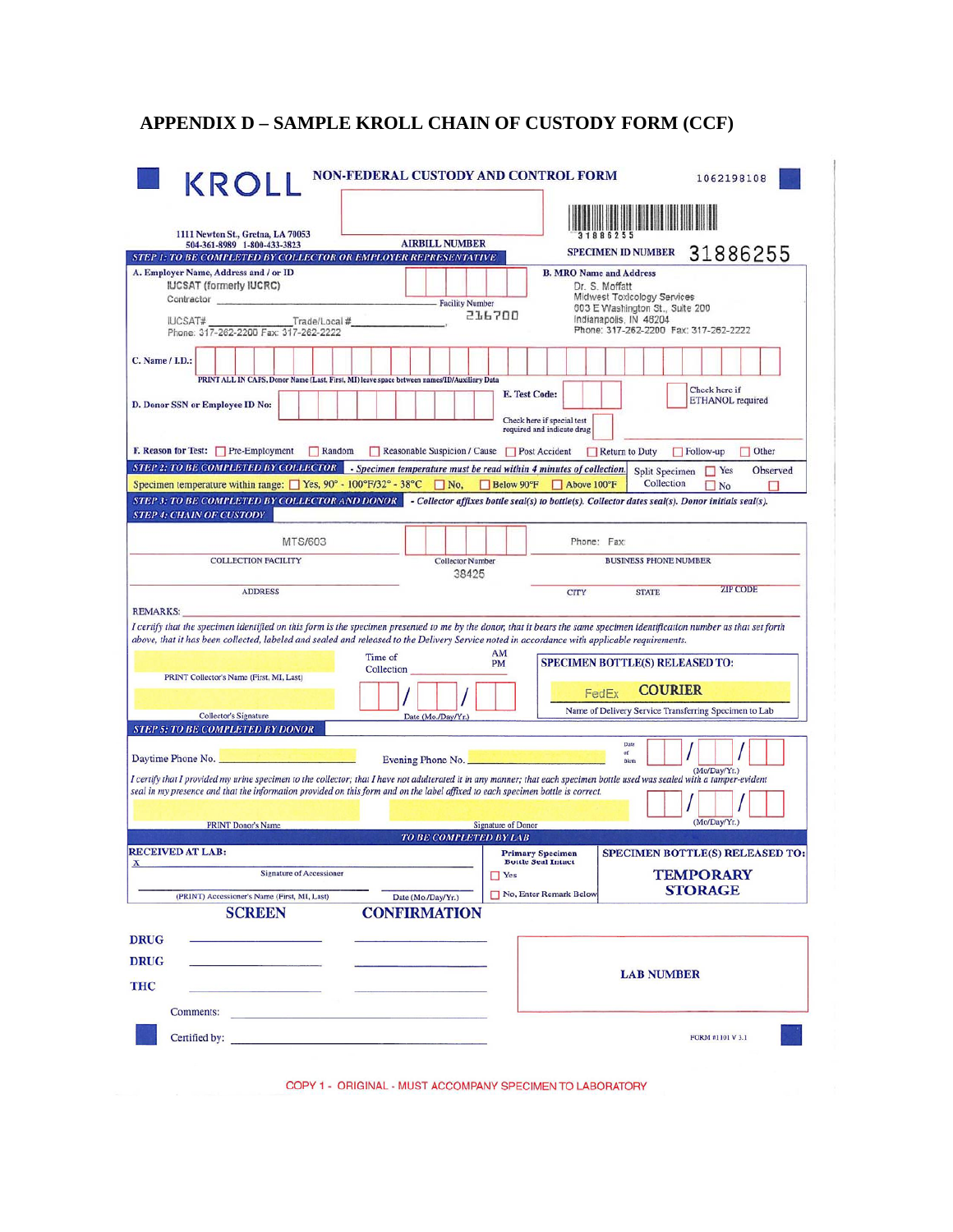# APPENDIX D – SAMPLE KROLL CHAIN OF CUSTODY FORM (CCF)

**KROLL** **NON-FEDERAL CUSTODY AND CONTROL FORM** 1062198108

1111 Newton St., Gretna, LA 70053
504-361-8989 1-800-433-3823

**AIRBILL NUMBER**

31886255

**SPECIMEN ID NUMBER** 31886255

***STEP 1: TO BE COMPLETED BY COLLECTOR OR EMPLOYER REPRESENTATIVE***

**A. Employer Name, Address and / or ID**
IUCSAT (formerly IUCRC)
Contractor ______________________________ Facility Number 216700
IUCSAT# ____________ Trade/Local # ____________,
Phone: 317-262-2200 Fax: 317-262-2222

**B. MRO Name and Address**
Dr. S. Moffatt
Midwest Toxicology Services
603 E Washington St., Suite 200
Indianapolis, IN 46204
Phone: 317-262-2200 Fax: 317-262-2222

**C. Name / I.D.:**
PRINT ALL IN CAPS, Donor Name (Last, First, MI) leave space between names/ID/Auxiliary Data

**D. Donor SSN or Employee ID No:**

**E. Test Code:**

Check here if special test required and indicate drug

Check here if ETHANOL required

**F. Reason for Test:** ☐ Pre-Employment ☐ Random ☐ Reasonable Suspicion / Cause ☐ Post Accident ☐ Return to Duty ☐ Follow-up ☐ Other

***STEP 2: TO BE COMPLETED BY COLLECTOR*** *- Specimen temperature must be read within 4 minutes of collection.*

Specimen temperature within range: ☐ Yes, 90° - 100°F/32° - 38°C ☐ No, ☐ Below 90°F ☐ Above 100°F

Split Specimen Collection ☐ Yes ☐ No Observed ☐

***STEP 3: TO BE COMPLETED BY COLLECTOR AND DONOR*** *- Collector affixes bottle seal(s) to bottle(s). Collector dates seal(s). Donor initials seal(s).*

***STEP 4: CHAIN OF CUSTODY***

MTS/603 — COLLECTION FACILITY

Collector Number 38425

Phone: Fax: — BUSINESS PHONE NUMBER

ADDRESS — CITY — STATE — ZIP CODE

REMARKS:

*I certify that the specimen identified on this form is the specimen presented to me by the donor, that it bears the same specimen identification number as that set forth above, that it has been collected, labeled and sealed and released to the Delivery Service noted in accordance with applicable requirements.*

PRINT Collector's Name (First, MI, Last)

Time of Collection ______ AM PM

Collector's Signature

Date (Mo./Day/Yr.) ___ / ___ / ___

**SPECIMEN BOTTLE(S) RELEASED TO:**
FedEx **COURIER**
Name of Delivery Service Transferring Specimen to Lab

***STEP 5: TO BE COMPLETED BY DONOR***

Daytime Phone No. ____________ Evening Phone No. ____________

Date of Birth ___ / ___ / ___ (Mo/Day/Yr.)

*I certify that I provided my urine specimen to the collector; that I have not adulterated it in any manner; that each specimen bottle used was sealed with a tamper-evident seal in my presence and that the information provided on this form and on the label affixed to each specimen bottle is correct.*

PRINT Donor's Name — Signature of Donor — ___ / ___ / ___ (Mo/Day/Yr.)

***TO BE COMPLETED BY LAB***

**RECEIVED AT LAB:**
X ______________________ Signature of Accessioner
(PRINT) Accessioner's Name (First, MI, Last) — Date (Mo/Day/Yr.)

**Primary Specimen Bottle Seal Intact**
☐ Yes
☐ No, Enter Remark Below

**SPECIMEN BOTTLE(S) RELEASED TO:**
**TEMPORARY STORAGE**

| | **SCREEN** | **CONFIRMATION** |
|---|---|---|
| **DRUG** | ____________ | ____________ |
| **DRUG** | ____________ | ____________ |
| **THC** | ____________ | ____________ |

**LAB NUMBER**

Comments: ______________________________

Certified by: ______________________________

FORM #1101 V 3.1

COPY 1 - ORIGINAL - MUST ACCOMPANY SPECIMEN TO LABORATORY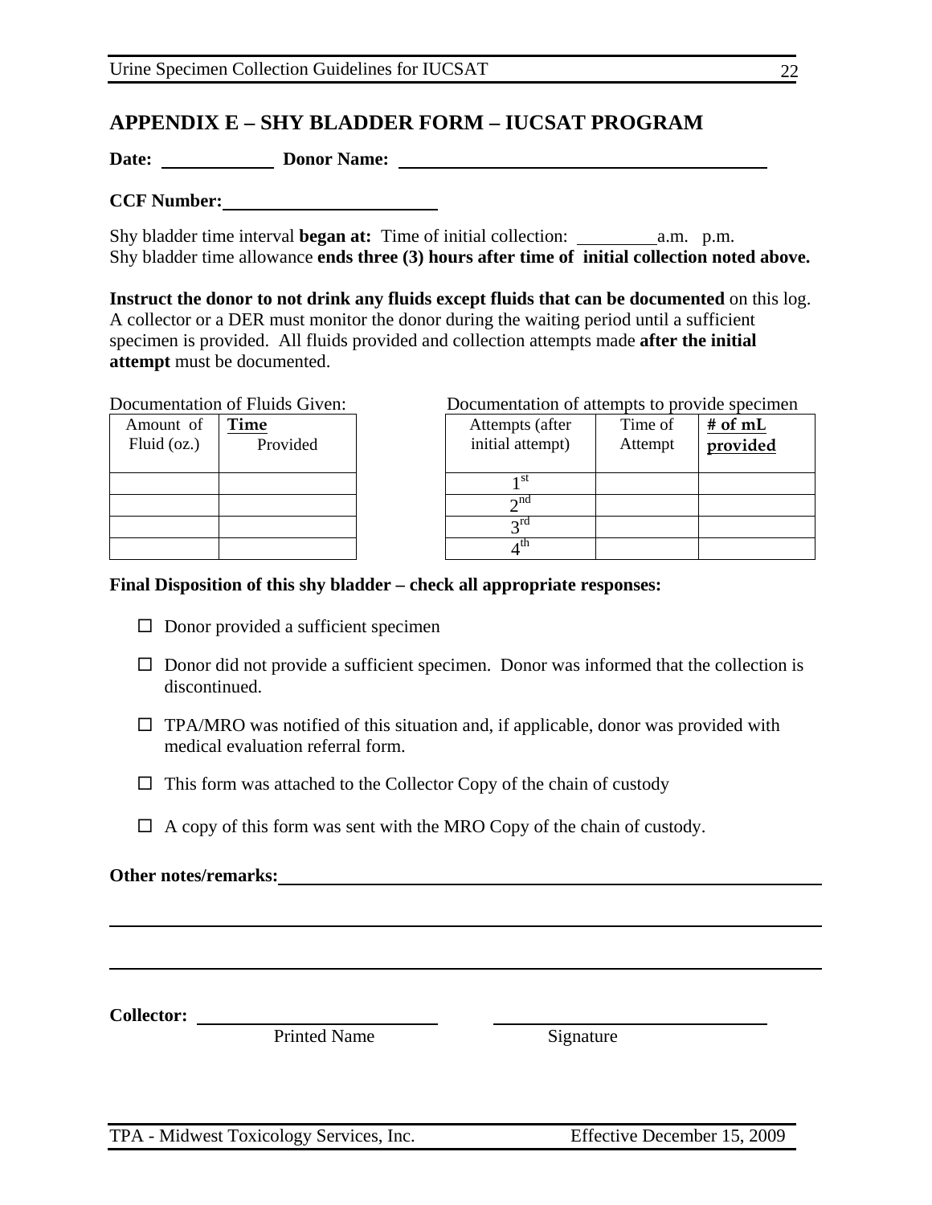## APPENDIX E – SHY BLADDER FORM – IUCSAT PROGRAM

**Date:** ____________ **Donor Name:** ________________________________________

**CCF Number:** ________________________

Shy bladder time interval **began at:** Time of initial collection: _________ a.m. p.m.
Shy bladder time allowance **ends three (3) hours after time of initial collection noted above.**

**Instruct the donor to not drink any fluids except fluids that can be documented** on this log. A collector or a DER must monitor the donor during the waiting period until a sufficient specimen is provided. All fluids provided and collection attempts made **after the initial attempt** must be documented.

Documentation of Fluids Given:

| Amount of Fluid (oz.) | **Time** Provided |
|---|---|
| | |
| | |
| | |
| | |

Documentation of attempts to provide specimen

| Attempts (after initial attempt) | Time of Attempt | **# of mL provided** |
|---|---|---|
| 1st | | |
| 2nd | | |
| 3rd | | |
| 4th | | |

**Final Disposition of this shy bladder – check all appropriate responses:**

- ☐ Donor provided a sufficient specimen
- ☐ Donor did not provide a sufficient specimen. Donor was informed that the collection is discontinued.
- ☐ TPA/MRO was notified of this situation and, if applicable, donor was provided with medical evaluation referral form.
- ☐ This form was attached to the Collector Copy of the chain of custody
- ☐ A copy of this form was sent with the MRO Copy of the chain of custody.

**Other notes/remarks:** ____________________________________________________________

______________________________________________________________________________

______________________________________________________________________________

**Collector:** ___________________________ ___________________________

Printed Name Signature

TPA - Midwest Toxicology Services, Inc. Effective December 15, 2009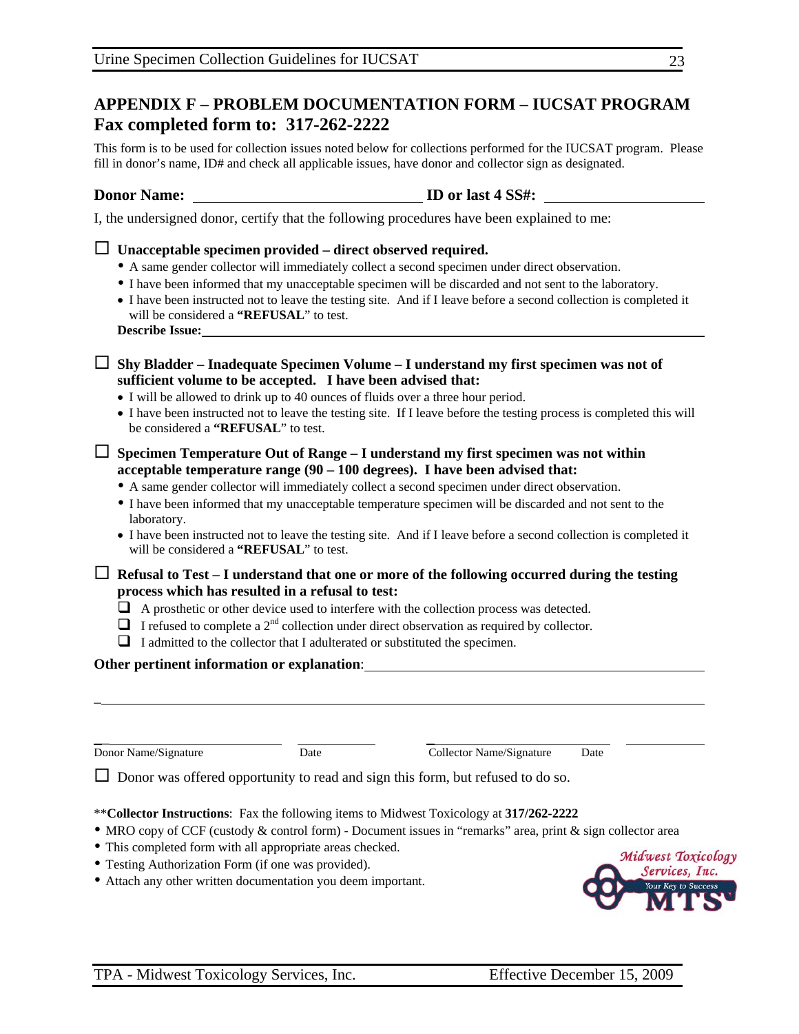## APPENDIX F – PROBLEM DOCUMENTATION FORM – IUCSAT PROGRAM

## Fax completed form to: 317-262-2222

This form is to be used for collection issues noted below for collections performed for the IUCSAT program. Please fill in donor's name, ID# and check all applicable issues, have donor and collector sign as designated.

**Donor Name:** ______________________________ **ID or last 4 SS#:** ____________________

I, the undersigned donor, certify that the following procedures have been explained to me:

☐ **Unacceptable specimen provided – direct observed required.**

- A same gender collector will immediately collect a second specimen under direct observation.
- I have been informed that my unacceptable specimen will be discarded and not sent to the laboratory.
- I have been instructed not to leave the testing site. And if I leave before a second collection is completed it will be considered a **"REFUSAL"** to test.

**Describe Issue:**____________________________________________________________

☐ **Shy Bladder – Inadequate Specimen Volume – I understand my first specimen was not of sufficient volume to be accepted. I have been advised that:**

- I will be allowed to drink up to 40 ounces of fluids over a three hour period.
- I have been instructed not to leave the testing site. If I leave before the testing process is completed this will be considered a **"REFUSAL"** to test.

☐ **Specimen Temperature Out of Range – I understand my first specimen was not within acceptable temperature range (90 – 100 degrees). I have been advised that:**

- A same gender collector will immediately collect a second specimen under direct observation.
- I have been informed that my unacceptable temperature specimen will be discarded and not sent to the laboratory.
- I have been instructed not to leave the testing site. And if I leave before a second collection is completed it will be considered a **"REFUSAL"** to test.

☐ **Refusal to Test – I understand that one or more of the following occurred during the testing process which has resulted in a refusal to test:**

- ❑ A prosthetic or other device used to interfere with the collection process was detected.
- ❑ I refused to complete a 2nd collection under direct observation as required by collector.
- ❑ I admitted to the collector that I adulterated or substituted the specimen.

**Other pertinent information or explanation**:____________________________________________

______________________________________________________________________________

______________________________ ____________ ______________________________ ____________

Donor Name/Signature Date Collector Name/Signature Date

☐ Donor was offered opportunity to read and sign this form, but refused to do so.

**Collector Instructions**: Fax the following items to Midwest Toxicology at **317/262-2222**

- MRO copy of CCF (custody & control form) - Document issues in "remarks" area, print & sign collector area
- This completed form with all appropriate areas checked.
- Testing Authorization Form (if one was provided).
- Attach any other written documentation you deem important.

Midwest Toxicology Services, Inc.
Your Key to Success
MTS